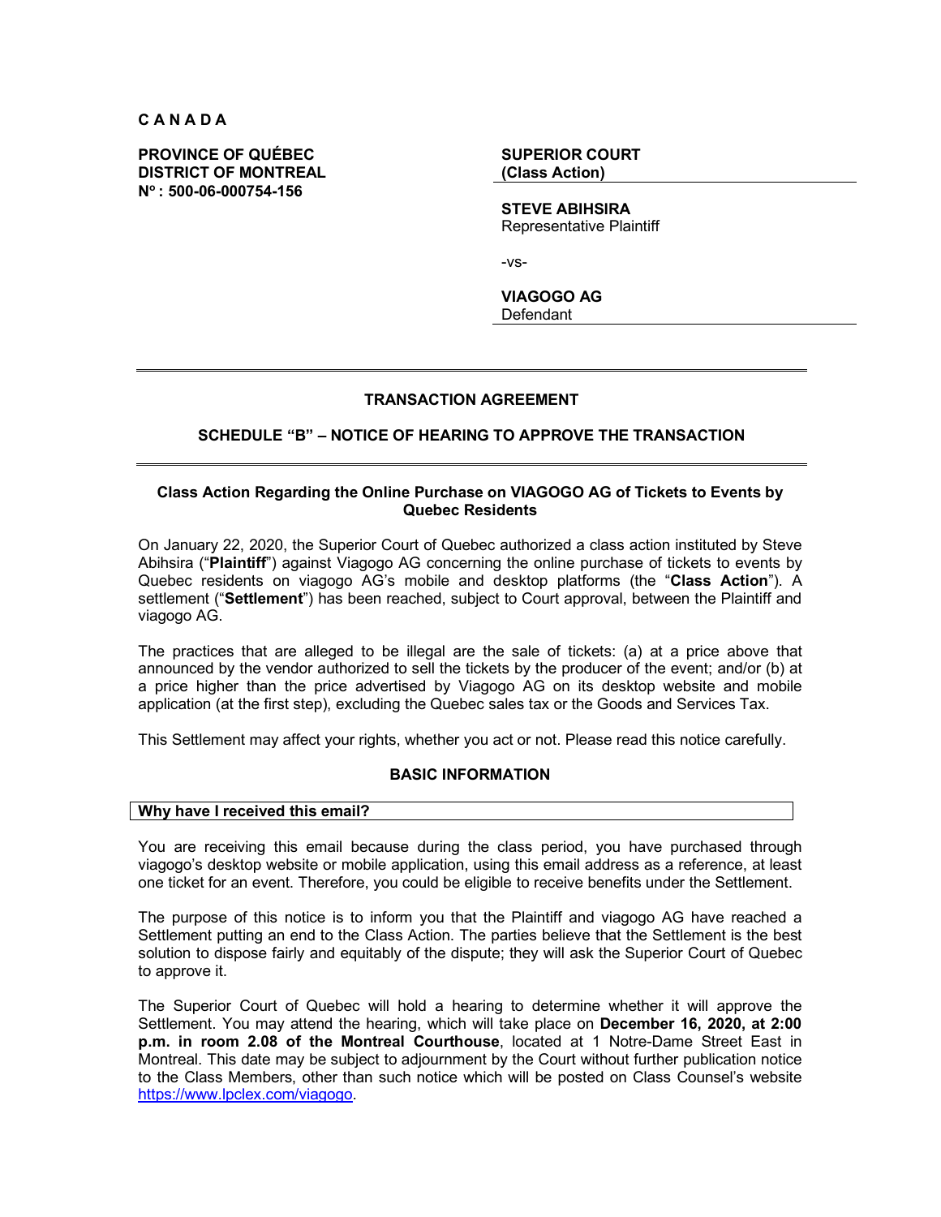**C A N A D A**

**PROVINCE OF QUÉBEC**
**DISTRICT OF MONTREAL**
**Nº : 500-06-000754-156**

**SUPERIOR COURT**
**(Class Action)**

**STEVE ABIHSIRA**
Representative Plaintiff

-vs-

**VIAGOGO AG**
Defendant

---

**TRANSACTION AGREEMENT**

**SCHEDULE "B" – NOTICE OF HEARING TO APPROVE THE TRANSACTION**

---

**Class Action Regarding the Online Purchase on VIAGOGO AG of Tickets to Events by Quebec Residents**

On January 22, 2020, the Superior Court of Quebec authorized a class action instituted by Steve Abihsira ("**Plaintiff**") against Viagogo AG concerning the online purchase of tickets to events by Quebec residents on viagogo AG's mobile and desktop platforms (the "**Class Action**"). A settlement ("**Settlement**") has been reached, subject to Court approval, between the Plaintiff and viagogo AG.

The practices that are alleged to be illegal are the sale of tickets: (a) at a price above that announced by the vendor authorized to sell the tickets by the producer of the event; and/or (b) at a price higher than the price advertised by Viagogo AG on its desktop website and mobile application (at the first step), excluding the Quebec sales tax or the Goods and Services Tax.

This Settlement may affect your rights, whether you act or not. Please read this notice carefully.

**BASIC INFORMATION**

**Why have I received this email?**

You are receiving this email because during the class period, you have purchased through viagogo's desktop website or mobile application, using this email address as a reference, at least one ticket for an event. Therefore, you could be eligible to receive benefits under the Settlement.

The purpose of this notice is to inform you that the Plaintiff and viagogo AG have reached a Settlement putting an end to the Class Action. The parties believe that the Settlement is the best solution to dispose fairly and equitably of the dispute; they will ask the Superior Court of Quebec to approve it.

The Superior Court of Quebec will hold a hearing to determine whether it will approve the Settlement. You may attend the hearing, which will take place on **December 16, 2020, at 2:00 p.m. in room 2.08 of the Montreal Courthouse**, located at 1 Notre-Dame Street East in Montreal. This date may be subject to adjournment by the Court without further publication notice to the Class Members, other than such notice which will be posted on Class Counsel's website https://www.lpclex.com/viagogo.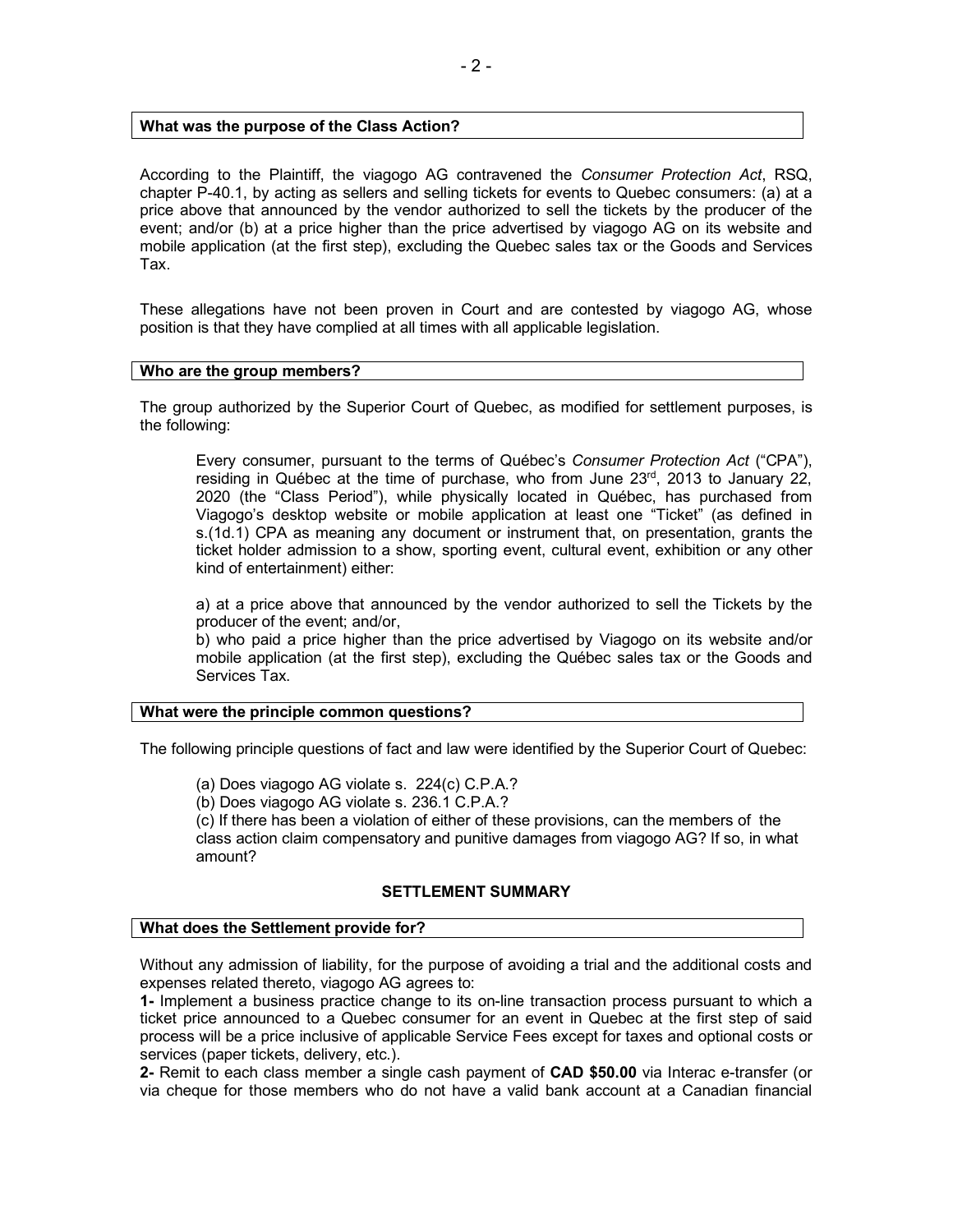### What was the purpose of the Class Action?

According to the Plaintiff, the viagogo AG contravened the *Consumer Protection Act*, RSQ, chapter P-40.1, by acting as sellers and selling tickets for events to Quebec consumers: (a) at a price above that announced by the vendor authorized to sell the tickets by the producer of the event; and/or (b) at a price higher than the price advertised by viagogo AG on its website and mobile application (at the first step), excluding the Quebec sales tax or the Goods and Services Tax.

These allegations have not been proven in Court and are contested by viagogo AG, whose position is that they have complied at all times with all applicable legislation.

### Who are the group members?

The group authorized by the Superior Court of Quebec, as modified for settlement purposes, is the following:

> Every consumer, pursuant to the terms of Québec's *Consumer Protection Act* ("CPA"), residing in Québec at the time of purchase, who from June 23rd, 2013 to January 22, 2020 (the "Class Period"), while physically located in Québec, has purchased from Viagogo's desktop website or mobile application at least one "Ticket" (as defined in s.(1d.1) CPA as meaning any document or instrument that, on presentation, grants the ticket holder admission to a show, sporting event, cultural event, exhibition or any other kind of entertainment) either:
>
> a) at a price above that announced by the vendor authorized to sell the Tickets by the producer of the event; and/or,
> b) who paid a price higher than the price advertised by Viagogo on its website and/or mobile application (at the first step), excluding the Québec sales tax or the Goods and Services Tax.

### What were the principle common questions?

The following principle questions of fact and law were identified by the Superior Court of Quebec:

> (a) Does viagogo AG violate s. 224(c) C.P.A.?
> (b) Does viagogo AG violate s. 236.1 C.P.A.?
> (c) If there has been a violation of either of these provisions, can the members of the class action claim compensatory and punitive damages from viagogo AG? If so, in what amount?

## SETTLEMENT SUMMARY

### What does the Settlement provide for?

Without any admission of liability, for the purpose of avoiding a trial and the additional costs and expenses related thereto, viagogo AG agrees to:

**1-** Implement a business practice change to its on-line transaction process pursuant to which a ticket price announced to a Quebec consumer for an event in Quebec at the first step of said process will be a price inclusive of applicable Service Fees except for taxes and optional costs or services (paper tickets, delivery, etc.).

**2-** Remit to each class member a single cash payment of **CAD $50.00** via Interac e-transfer (or via cheque for those members who do not have a valid bank account at a Canadian financial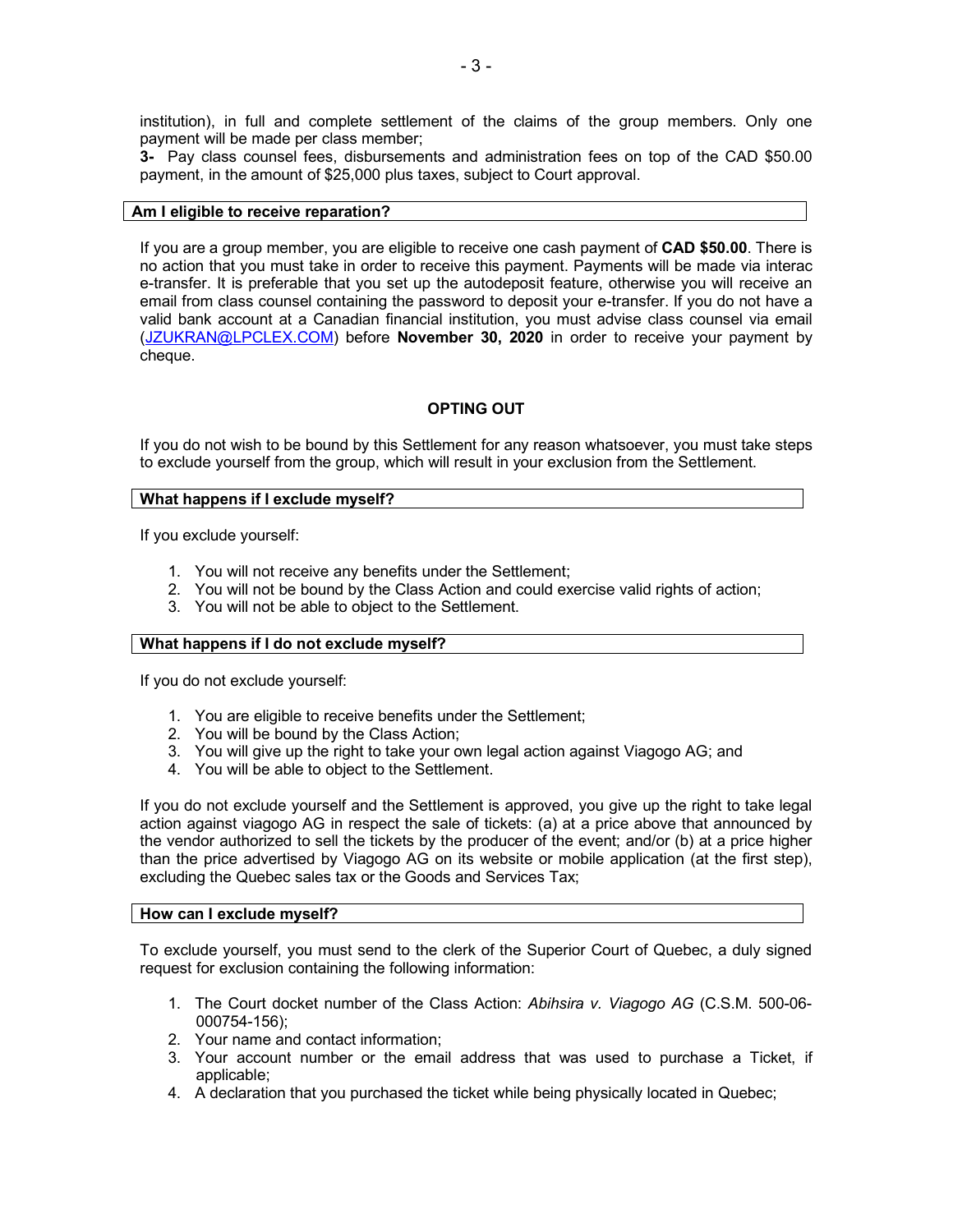institution), in full and complete settlement of the claims of the group members. Only one payment will be made per class member;

**3-** Pay class counsel fees, disbursements and administration fees on top of the CAD $50.00 payment, in the amount of $25,000 plus taxes, subject to Court approval.

### Am I eligible to receive reparation?

If you are a group member, you are eligible to receive one cash payment of **CAD $50.00**. There is no action that you must take in order to receive this payment. Payments will be made via interac e-transfer. It is preferable that you set up the autodeposit feature, otherwise you will receive an email from class counsel containing the password to deposit your e-transfer. If you do not have a valid bank account at a Canadian financial institution, you must advise class counsel via email (JZUKRAN@LPCLEX.COM) before **November 30, 2020** in order to receive your payment by cheque.

## OPTING OUT

If you do not wish to be bound by this Settlement for any reason whatsoever, you must take steps to exclude yourself from the group, which will result in your exclusion from the Settlement.

### What happens if I exclude myself?

If you exclude yourself:

1. You will not receive any benefits under the Settlement;
2. You will not be bound by the Class Action and could exercise valid rights of action;
3. You will not be able to object to the Settlement.

### What happens if I do not exclude myself?

If you do not exclude yourself:

1. You are eligible to receive benefits under the Settlement;
2. You will be bound by the Class Action;
3. You will give up the right to take your own legal action against Viagogo AG; and
4. You will be able to object to the Settlement.

If you do not exclude yourself and the Settlement is approved, you give up the right to take legal action against viagogo AG in respect the sale of tickets: (a) at a price above that announced by the vendor authorized to sell the tickets by the producer of the event; and/or (b) at a price higher than the price advertised by Viagogo AG on its website or mobile application (at the first step), excluding the Quebec sales tax or the Goods and Services Tax;

### How can I exclude myself?

To exclude yourself, you must send to the clerk of the Superior Court of Quebec, a duly signed request for exclusion containing the following information:

1. The Court docket number of the Class Action: *Abihsira v. Viagogo AG* (C.S.M. 500-06-000754-156);
2. Your name and contact information;
3. Your account number or the email address that was used to purchase a Ticket, if applicable;
4. A declaration that you purchased the ticket while being physically located in Quebec;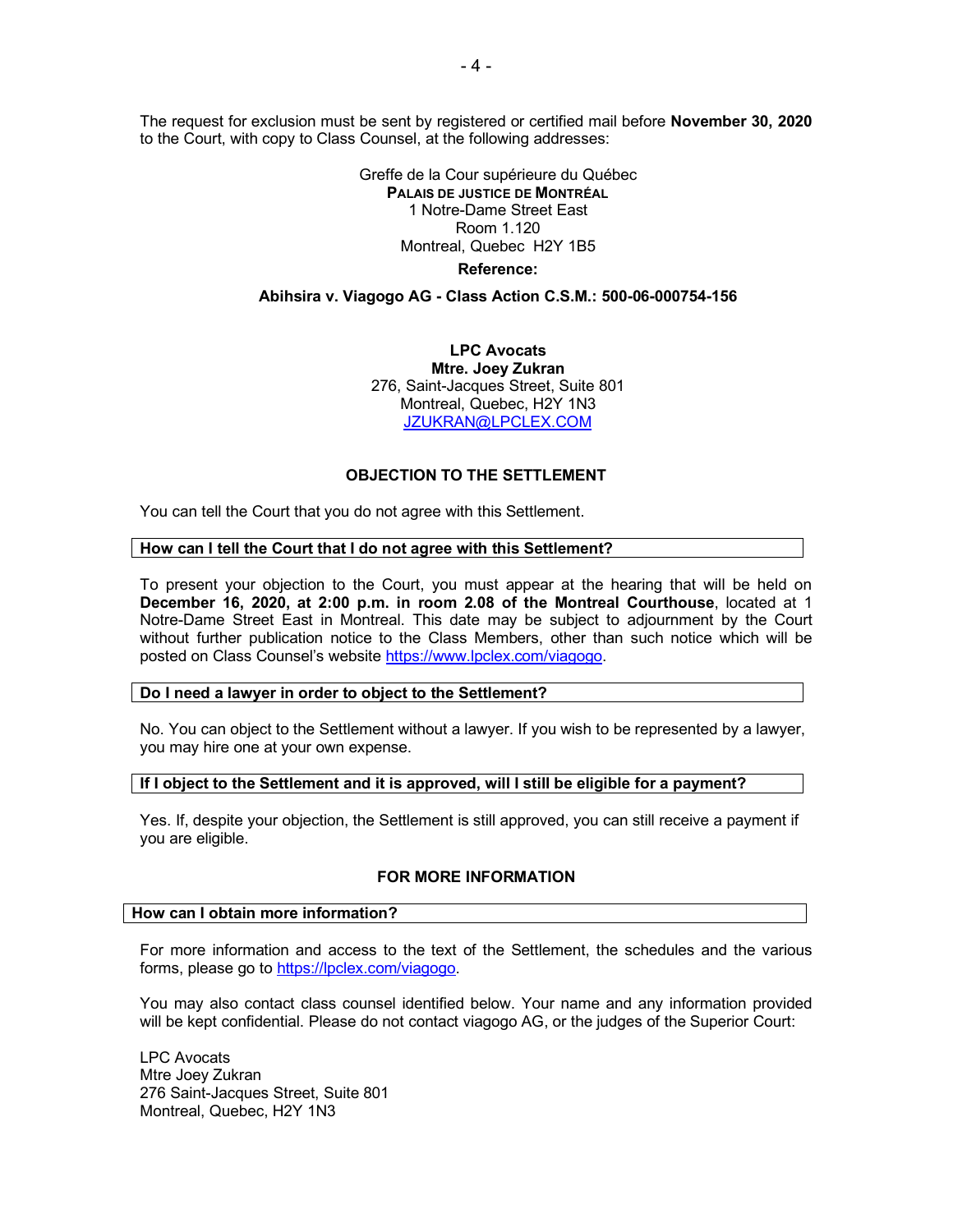The request for exclusion must be sent by registered or certified mail before **November 30, 2020** to the Court, with copy to Class Counsel, at the following addresses:

Greffe de la Cour supérieure du Québec
**PALAIS DE JUSTICE DE MONTRÉAL**
1 Notre-Dame Street East
Room 1.120
Montreal, Quebec H2Y 1B5

**Reference:**

**Abihsira v. Viagogo AG - Class Action C.S.M.: 500-06-000754-156**

**LPC Avocats**
**Mtre. Joey Zukran**
276, Saint-Jacques Street, Suite 801
Montreal, Quebec, H2Y 1N3
JZUKRAN@LPCLEX.COM

## OBJECTION TO THE SETTLEMENT

You can tell the Court that you do not agree with this Settlement.

### How can I tell the Court that I do not agree with this Settlement?

To present your objection to the Court, you must appear at the hearing that will be held on **December 16, 2020, at 2:00 p.m. in room 2.08 of the Montreal Courthouse**, located at 1 Notre-Dame Street East in Montreal. This date may be subject to adjournment by the Court without further publication notice to the Class Members, other than such notice which will be posted on Class Counsel's website https://www.lpclex.com/viagogo.

### Do I need a lawyer in order to object to the Settlement?

No. You can object to the Settlement without a lawyer. If you wish to be represented by a lawyer, you may hire one at your own expense.

### If I object to the Settlement and it is approved, will I still be eligible for a payment?

Yes. If, despite your objection, the Settlement is still approved, you can still receive a payment if you are eligible.

## FOR MORE INFORMATION

### How can I obtain more information?

For more information and access to the text of the Settlement, the schedules and the various forms, please go to https://lpclex.com/viagogo.

You may also contact class counsel identified below. Your name and any information provided will be kept confidential. Please do not contact viagogo AG, or the judges of the Superior Court:

LPC Avocats
Mtre Joey Zukran
276 Saint-Jacques Street, Suite 801
Montreal, Quebec, H2Y 1N3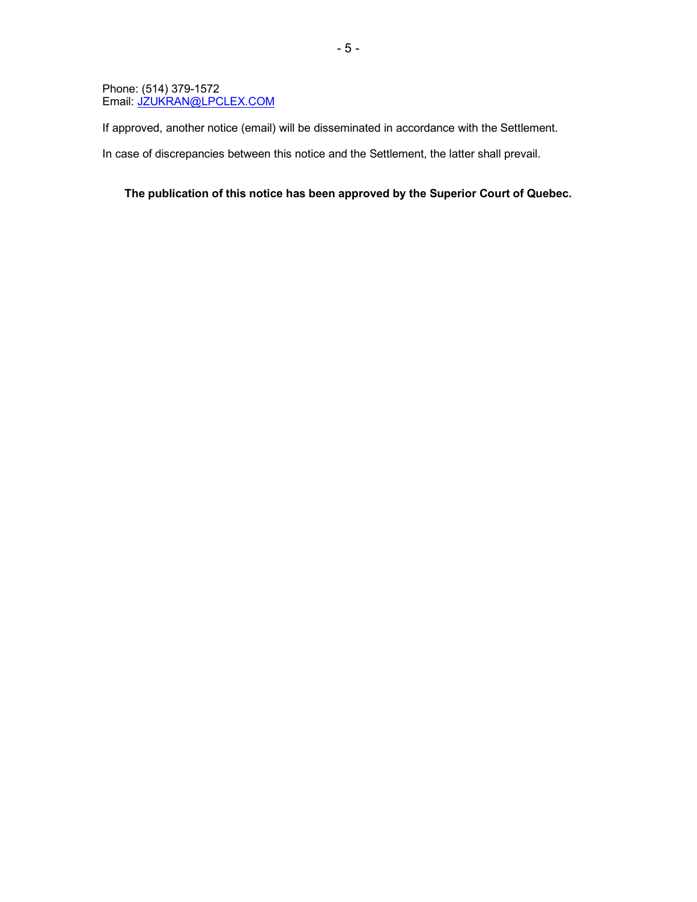Phone: (514) 379-1572
Email: [JZUKRAN@LPCLEX.COM](mailto:JZUKRAN@LPCLEX.COM)

If approved, another notice (email) will be disseminated in accordance with the Settlement.

In case of discrepancies between this notice and the Settlement, the latter shall prevail.

**The publication of this notice has been approved by the Superior Court of Quebec.**